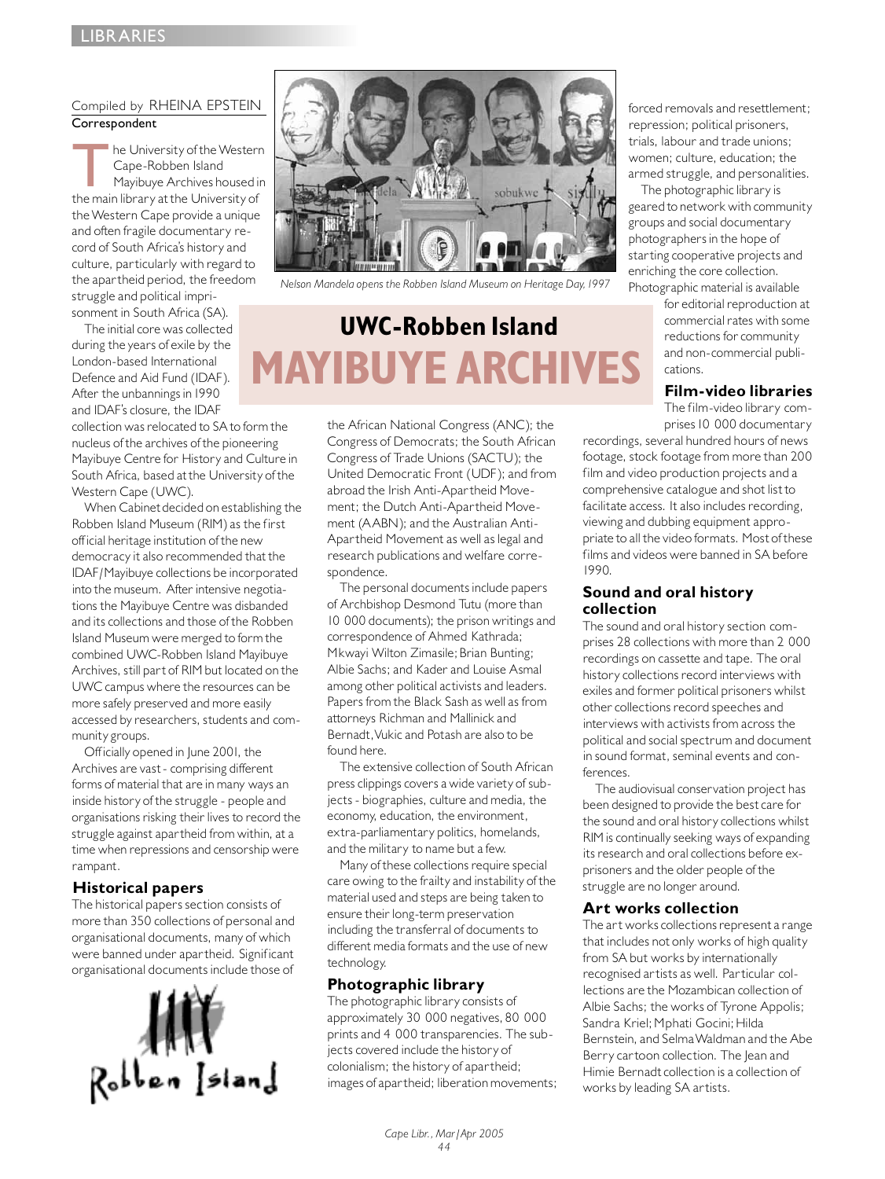# UWC-Robben Island MAYIBUYE ARCHIVES

Compiled by RHEINA EPSTEIN
Correspondent

Nelson Mandela opens the Robben Island Museum on Heritage Day, 1997

The University of the Western Cape-Robben Island Mayibuye Archives housed in the main library at the University of the Western Cape provide a unique and often fragile documentary record of South Africa's history and culture, particularly with regard to the apartheid period, the freedom struggle and political imprisonment in South Africa (SA).

The initial core was collected during the years of exile by the London-based International Defence and Aid Fund (IDAF). After the unbannings in 1990 and IDAF's closure, the IDAF collection was relocated to SA to form the nucleus of the archives of the pioneering Mayibuye Centre for History and Culture in South Africa, based at the University of the Western Cape (UWC).

When Cabinet decided on establishing the Robben Island Museum (RIM) as the first official heritage institution of the new democracy it also recommended that the IDAF/Mayibuye collections be incorporated into the museum. After intensive negotiations the Mayibuye Centre was disbanded and its collections and those of the Robben Island Museum were merged to form the combined UWC-Robben Island Mayibuye Archives, still part of RIM but located on the UWC campus where the resources can be more safely preserved and more easily accessed by researchers, students and community groups.

Officially opened in June 2001, the Archives are vast - comprising different forms of material that are in many ways an inside history of the struggle - people and organisations risking their lives to record the struggle against apartheid from within, at a time when repressions and censorship were rampant.

## Historical papers

The historical papers section consists of more than 350 collections of personal and organisational documents, many of which were banned under apartheid. Significant organisational documents include those of the African National Congress (ANC); the Congress of Democrats; the South African Congress of Trade Unions (SACTU); the United Democratic Front (UDF); and from abroad the Irish Anti-Apartheid Movement; the Dutch Anti-Apartheid Movement (AABN); and the Australian Anti-Apartheid Movement as well as legal and research publications and welfare correspondence.

The personal documents include papers of Archbishop Desmond Tutu (more than 10 000 documents); the prison writings and correspondence of Ahmed Kathrada; Mkwayi Wilton Zimasile; Brian Bunting; Albie Sachs; and Kader and Louise Asmal among other political activists and leaders. Papers from the Black Sash as well as from attorneys Richman and Mallinick and Bernadt, Vukic and Potash are also to be found here.

The extensive collection of South African press clippings covers a wide variety of subjects - biographies, culture and media, the economy, education, the environment, extra-parliamentary politics, homelands, and the military to name but a few.

Many of these collections require special care owing to the frailty and instability of the material used and steps are being taken to ensure their long-term preservation including the transferral of documents to different media formats and the use of new technology.

## Photographic library

The photographic library consists of approximately 30 000 negatives, 80 000 prints and 4 000 transparencies. The subjects covered include the history of colonialism; the history of apartheid; images of apartheid; liberation movements; forced removals and resettlement; repression; political prisoners, trials, labour and trade unions; women; culture, education; the armed struggle, and personalities.

The photographic library is geared to network with community groups and social documentary photographers in the hope of starting cooperative projects and enriching the core collection. Photographic material is available for editorial reproduction at commercial rates with some reductions for community and non-commercial publications.

## Film-video libraries

The film-video library comprises 10 000 documentary recordings, several hundred hours of news footage, stock footage from more than 200 film and video production projects and a comprehensive catalogue and shot list to facilitate access. It also includes recording, viewing and dubbing equipment appropriate to all the video formats. Most of these films and videos were banned in SA before 1990.

## Sound and oral history collection

The sound and oral history section comprises 28 collections with more than 2 000 recordings on cassette and tape. The oral history collections record interviews with exiles and former political prisoners whilst other collections record speeches and interviews with activists from across the political and social spectrum and document in sound format, seminal events and conferences.

The audiovisual conservation project has been designed to provide the best care for the sound and oral history collections whilst RIM is continually seeking ways of expanding its research and oral collections before ex-prisoners and the older people of the struggle are no longer around.

## Art works collection

The art works collections represent a range that includes not only works of high quality from SA but works by internationally recognised artists as well. Particular collections are the Mozambican collection of Albie Sachs; the works of Tyrone Appolis; Sandra Kriel; Mphati Gocini; Hilda Bernstein, and Selma Waldman and the Abe Berry cartoon collection. The Jean and Himie Bernadt collection is a collection of works by leading SA artists.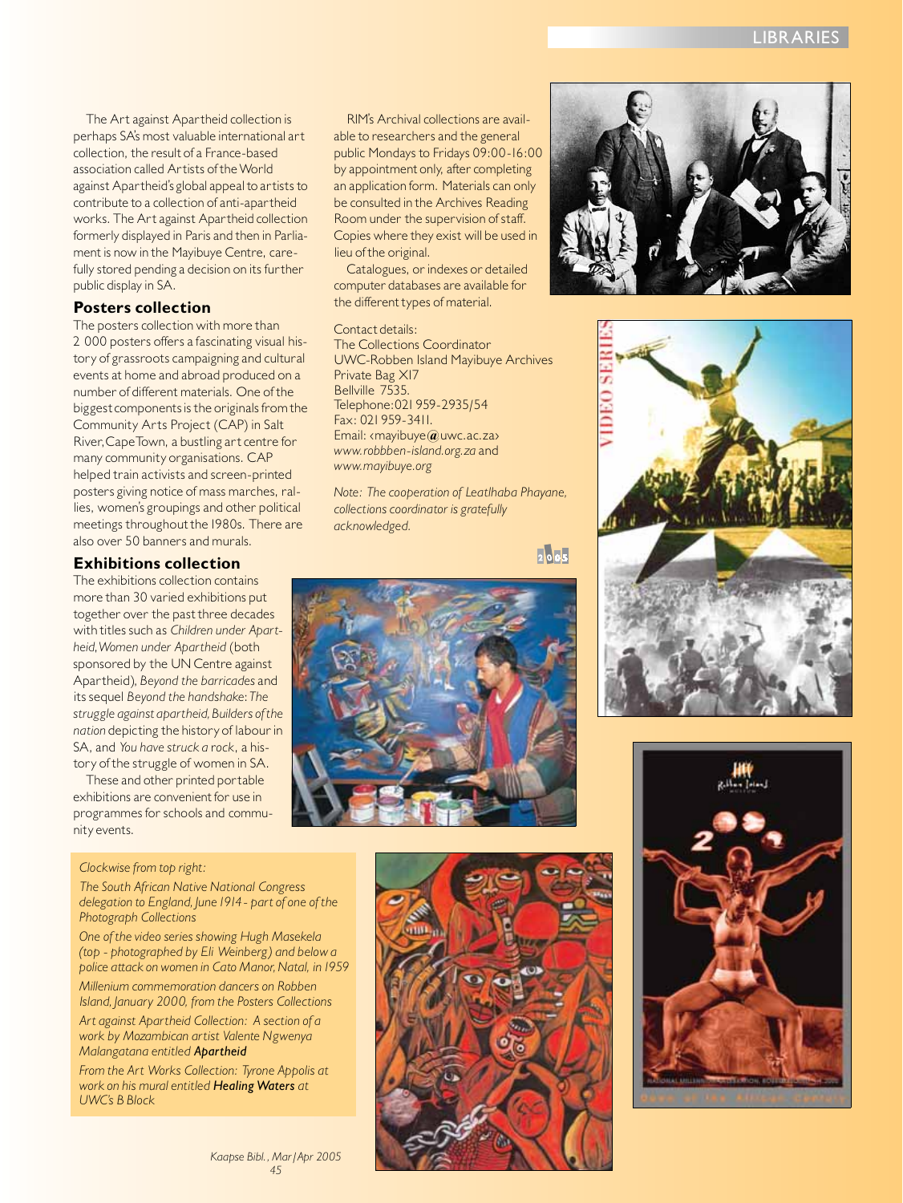The Art against Apartheid collection is perhaps SA's most valuable international art collection, the result of a France-based association called Artists of the World against Apartheid's global appeal to artists to contribute to a collection of anti-apartheid works. The Art against Apartheid collection formerly displayed in Paris and then in Parliament is now in the Mayibuye Centre, carefully stored pending a decision on its further public display in SA.

### Posters collection

The posters collection with more than 2 000 posters offers a fascinating visual history of grassroots campaigning and cultural events at home and abroad produced on a number of different materials. One of the biggest components is the originals from the Community Arts Project (CAP) in Salt River, Cape Town, a bustling art centre for many community organisations. CAP helped train activists and screen-printed posters giving notice of mass marches, rallies, women's groupings and other political meetings throughout the 1980s. There are also over 50 banners and murals.

### Exhibitions collection

The exhibitions collection contains more than 30 varied exhibitions put together over the past three decades with titles such as *Children under Apartheid*, *Women under Apartheid* (both sponsored by the UN Centre against Apartheid), *Beyond the barricades* and its sequel *Beyond the handshake: The struggle against apartheid*, *Builders of the nation* depicting the history of labour in SA, and *You have struck a rock*, a history of the struggle of women in SA.

These and other printed portable exhibitions are convenient for use in programmes for schools and community events.

RIM's Archival collections are available to researchers and the general public Mondays to Fridays 09:00-16:00 by appointment only, after completing an application form. Materials can only be consulted in the Archives Reading Room under the supervision of staff. Copies where they exist will be used in lieu of the original.

Catalogues, or indexes or detailed computer databases are available for the different types of material.

Contact details:
The Collections Coordinator
UWC-Robben Island Mayibuye Archives
Private Bag X17
Bellville 7535.
Telephone: 021 959-2935/54
Fax: 021 959-3411.
Email: ‹mayibuye@uwc.ac.za›
*www.robbben-island.org.za* and
*www.mayibuye.org*

*Note: The cooperation of Leatlhaba Phayane, collections coordinator is gratefully acknowledged.*

*Clockwise from top right:*

*The South African Native National Congress delegation to England, June 1914 - part of one of the Photograph Collections*

*One of the video series showing Hugh Masekela (top - photographed by Eli Weinberg) and below a police attack on women in Cato Manor, Natal, in 1959*

*Millenium commemoration dancers on Robben Island, January 2000, from the Posters Collections*

*Art against Apartheid Collection: A section of a work by Mozambican artist Valente Ngwenya Malangatana entitled* ***Apartheid***

*From the Art Works Collection: Tyrone Appolis at work on his mural entitled* ***Healing Waters*** *at UWC's B Block*